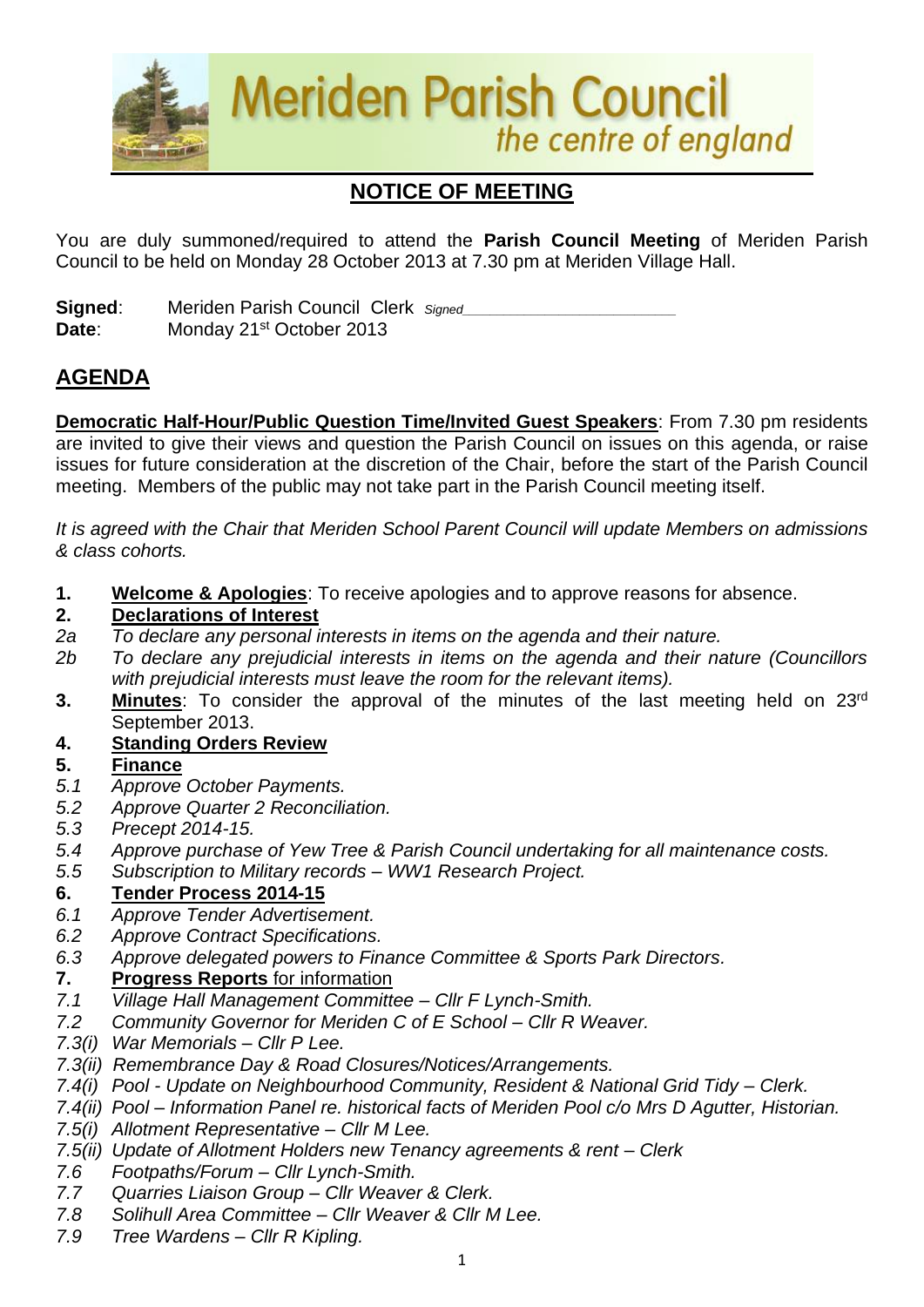# Meriden Parish Council
*the centre of england*

## NOTICE OF MEETING

You are duly summoned/required to attend the **Parish Council Meeting** of Meriden Parish Council to be held on Monday 28 October 2013 at 7.30 pm at Meriden Village Hall.

**Signed**: Meriden Parish Council Clerk *Signed*_______________________

**Date**: Monday 21st October 2013

## AGENDA

**Democratic Half-Hour/Public Question Time/Invited Guest Speakers**: From 7.30 pm residents are invited to give their views and question the Parish Council on issues on this agenda, or raise issues for future consideration at the discretion of the Chair, before the start of the Parish Council meeting. Members of the public may not take part in the Parish Council meeting itself.

*It is agreed with the Chair that Meriden School Parent Council will update Members on admissions & class cohorts.*

**1. Welcome & Apologies**: To receive apologies and to approve reasons for absence.

**2. Declarations of Interest**

*2a To declare any personal interests in items on the agenda and their nature.*

*2b To declare any prejudicial interests in items on the agenda and their nature (Councillors with prejudicial interests must leave the room for the relevant items).*

**3. Minutes**: To consider the approval of the minutes of the last meeting held on 23rd September 2013.

**4. Standing Orders Review**

**5. Finance**

*5.1 Approve October Payments.*

*5.2 Approve Quarter 2 Reconciliation.*

*5.3 Precept 2014-15.*

*5.4 Approve purchase of Yew Tree & Parish Council undertaking for all maintenance costs.*

*5.5 Subscription to Military records – WW1 Research Project.*

**6. Tender Process 2014-15**

*6.1 Approve Tender Advertisement.*

*6.2 Approve Contract Specifications.*

*6.3 Approve delegated powers to Finance Committee & Sports Park Directors.*

**7. Progress Reports** for information

*7.1 Village Hall Management Committee – Cllr F Lynch-Smith.*

*7.2 Community Governor for Meriden C of E School – Cllr R Weaver.*

*7.3(i) War Memorials – Cllr P Lee.*

*7.3(ii) Remembrance Day & Road Closures/Notices/Arrangements.*

*7.4(i) Pool - Update on Neighbourhood Community, Resident & National Grid Tidy – Clerk.*

*7.4(ii) Pool – Information Panel re. historical facts of Meriden Pool c/o Mrs D Agutter, Historian.*

*7.5(i) Allotment Representative – Cllr M Lee.*

*7.5(ii) Update of Allotment Holders new Tenancy agreements & rent – Clerk*

*7.6 Footpaths/Forum – Cllr Lynch-Smith.*

*7.7 Quarries Liaison Group – Cllr Weaver & Clerk.*

*7.8 Solihull Area Committee – Cllr Weaver & Cllr M Lee.*

*7.9 Tree Wardens – Cllr R Kipling.*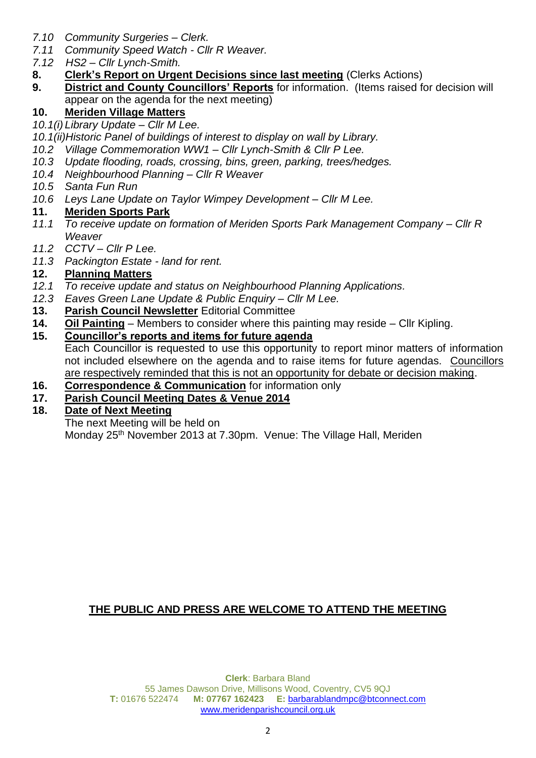*7.10 Community Surgeries – Clerk.*
*7.11 Community Speed Watch - Cllr R Weaver.*
*7.12 HS2 – Cllr Lynch-Smith.*

**8. Clerk's Report on Urgent Decisions since last meeting** (Clerks Actions)

**9. District and County Councillors' Reports** for information. (Items raised for decision will appear on the agenda for the next meeting)

**10. Meriden Village Matters**

*10.1(i) Library Update – Cllr M Lee.*
*10.1(ii) Historic Panel of buildings of interest to display on wall by Library.*
*10.2 Village Commemoration WW1 – Cllr Lynch-Smith & Cllr P Lee.*
*10.3 Update flooding, roads, crossing, bins, green, parking, trees/hedges.*
*10.4 Neighbourhood Planning – Cllr R Weaver*
*10.5 Santa Fun Run*
*10.6 Leys Lane Update on Taylor Wimpey Development – Cllr M Lee.*

**11. Meriden Sports Park**

*11.1 To receive update on formation of Meriden Sports Park Management Company – Cllr R Weaver*
*11.2 CCTV – Cllr P Lee.*
*11.3 Packington Estate - land for rent.*

**12. Planning Matters**

*12.1 To receive update and status on Neighbourhood Planning Applications.*
*12.3 Eaves Green Lane Update & Public Enquiry – Cllr M Lee.*

**13. Parish Council Newsletter** Editorial Committee

**14. Oil Painting** – Members to consider where this painting may reside – Cllr Kipling.

**15. Councillor's reports and items for future agenda**

Each Councillor is requested to use this opportunity to report minor matters of information not included elsewhere on the agenda and to raise items for future agendas. Councillors are respectively reminded that this is not an opportunity for debate or decision making.

**16. Correspondence & Communication** for information only

**17. Parish Council Meeting Dates & Venue 2014**

**18. Date of Next Meeting**

The next Meeting will be held on
Monday 25th November 2013 at 7.30pm. Venue: The Village Hall, Meriden

**THE PUBLIC AND PRESS ARE WELCOME TO ATTEND THE MEETING**

**Clerk**: Barbara Bland
55 James Dawson Drive, Millisons Wood, Coventry, CV5 9QJ
**T:** 01676 522474 **M: 07767 162423 E:** barbarablandmpc@btconnect.com
www.meridenparishcouncil.org.uk